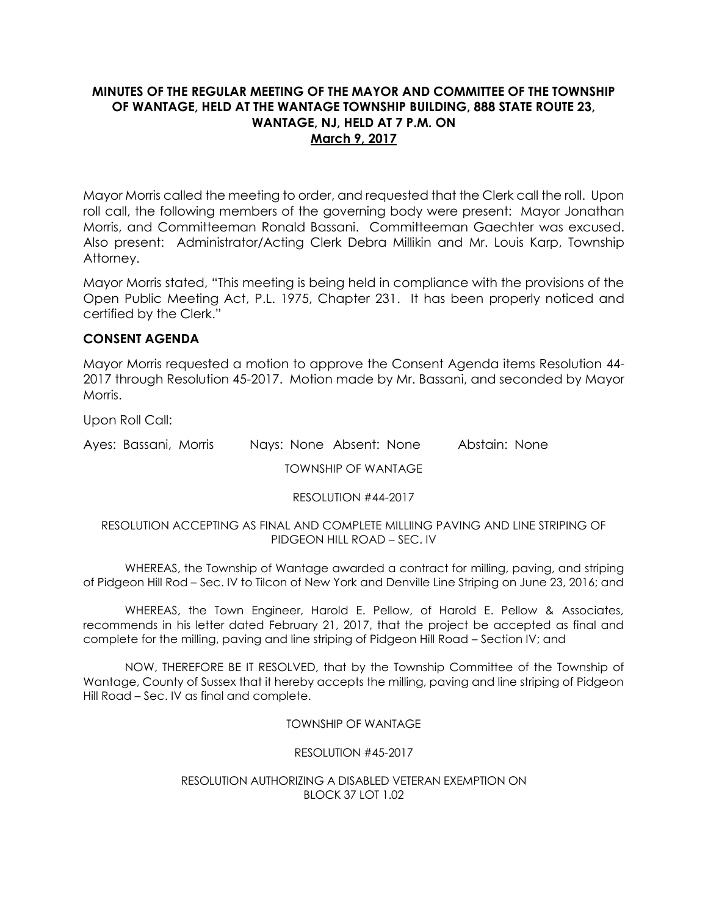**MINUTES OF THE REGULAR MEETING OF THE MAYOR AND COMMITTEE OF THE TOWNSHIP OF WANTAGE, HELD AT THE WANTAGE TOWNSHIP BUILDING, 888 STATE ROUTE 23, WANTAGE, NJ, HELD AT 7 P.M. ON**
**March 9, 2017**

Mayor Morris called the meeting to order, and requested that the Clerk call the roll. Upon roll call, the following members of the governing body were present: Mayor Jonathan Morris, and Committeeman Ronald Bassani. Committeeman Gaechter was excused. Also present: Administrator/Acting Clerk Debra Millikin and Mr. Louis Karp, Township Attorney.

Mayor Morris stated, "This meeting is being held in compliance with the provisions of the Open Public Meeting Act, P.L. 1975, Chapter 231. It has been properly noticed and certified by the Clerk."

## CONSENT AGENDA

Mayor Morris requested a motion to approve the Consent Agenda items Resolution 44-2017 through Resolution 45-2017. Motion made by Mr. Bassani, and seconded by Mayor Morris.

Upon Roll Call:

Ayes: Bassani, Morris Nays: None Absent: None Abstain: None

TOWNSHIP OF WANTAGE

RESOLUTION #44-2017

RESOLUTION ACCEPTING AS FINAL AND COMPLETE MILLIING PAVING AND LINE STRIPING OF PIDGEON HILL ROAD – SEC. IV

WHEREAS, the Township of Wantage awarded a contract for milling, paving, and striping of Pidgeon Hill Rod – Sec. IV to Tilcon of New York and Denville Line Striping on June 23, 2016; and

WHEREAS, the Town Engineer, Harold E. Pellow, of Harold E. Pellow & Associates, recommends in his letter dated February 21, 2017, that the project be accepted as final and complete for the milling, paving and line striping of Pidgeon Hill Road – Section IV; and

NOW, THEREFORE BE IT RESOLVED, that by the Township Committee of the Township of Wantage, County of Sussex that it hereby accepts the milling, paving and line striping of Pidgeon Hill Road – Sec. IV as final and complete.

TOWNSHIP OF WANTAGE

RESOLUTION #45-2017

RESOLUTION AUTHORIZING A DISABLED VETERAN EXEMPTION ON BLOCK 37 LOT 1.02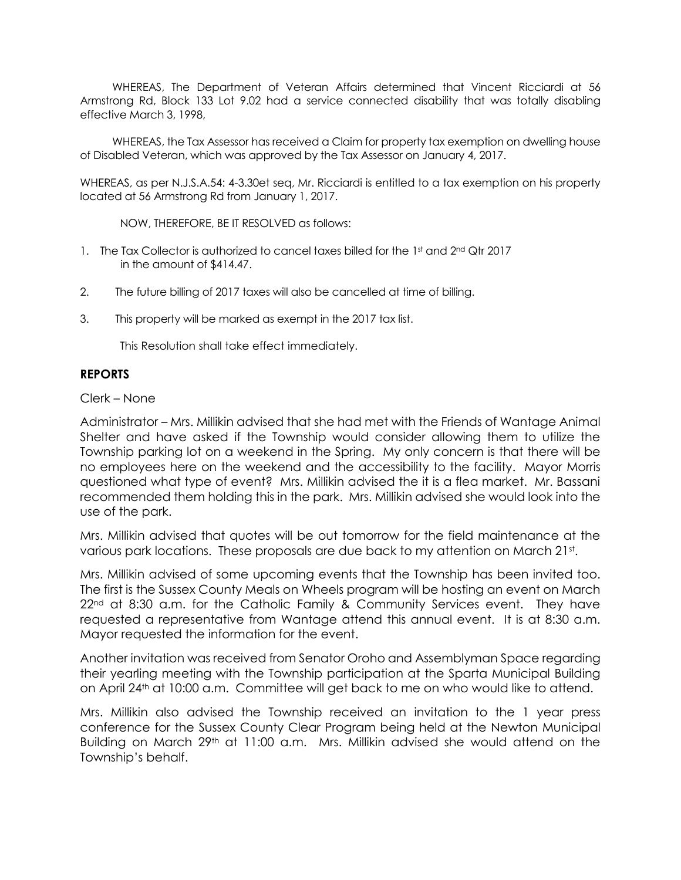WHEREAS, The Department of Veteran Affairs determined that Vincent Ricciardi at 56 Armstrong Rd, Block 133 Lot 9.02 had a service connected disability that was totally disabling effective March 3, 1998,

WHEREAS, the Tax Assessor has received a Claim for property tax exemption on dwelling house of Disabled Veteran, which was approved by the Tax Assessor on January 4, 2017.

WHEREAS, as per N.J.S.A.54: 4-3.30et seq, Mr. Ricciardi is entitled to a tax exemption on his property located at 56 Armstrong Rd from January 1, 2017.

NOW, THEREFORE, BE IT RESOLVED as follows:

1. The Tax Collector is authorized to cancel taxes billed for the 1st and 2nd Qtr 2017 in the amount of $414.47.
2. The future billing of 2017 taxes will also be cancelled at time of billing.
3. This property will be marked as exempt in the 2017 tax list.

This Resolution shall take effect immediately.

## REPORTS

Clerk – None

Administrator – Mrs. Millikin advised that she had met with the Friends of Wantage Animal Shelter and have asked if the Township would consider allowing them to utilize the Township parking lot on a weekend in the Spring. My only concern is that there will be no employees here on the weekend and the accessibility to the facility. Mayor Morris questioned what type of event? Mrs. Millikin advised the it is a flea market. Mr. Bassani recommended them holding this in the park. Mrs. Millikin advised she would look into the use of the park.

Mrs. Millikin advised that quotes will be out tomorrow for the field maintenance at the various park locations. These proposals are due back to my attention on March 21st.

Mrs. Millikin advised of some upcoming events that the Township has been invited too. The first is the Sussex County Meals on Wheels program will be hosting an event on March 22nd at 8:30 a.m. for the Catholic Family & Community Services event. They have requested a representative from Wantage attend this annual event. It is at 8:30 a.m. Mayor requested the information for the event.

Another invitation was received from Senator Oroho and Assemblyman Space regarding their yearling meeting with the Township participation at the Sparta Municipal Building on April 24th at 10:00 a.m. Committee will get back to me on who would like to attend.

Mrs. Millikin also advised the Township received an invitation to the 1 year press conference for the Sussex County Clear Program being held at the Newton Municipal Building on March 29th at 11:00 a.m. Mrs. Millikin advised she would attend on the Township's behalf.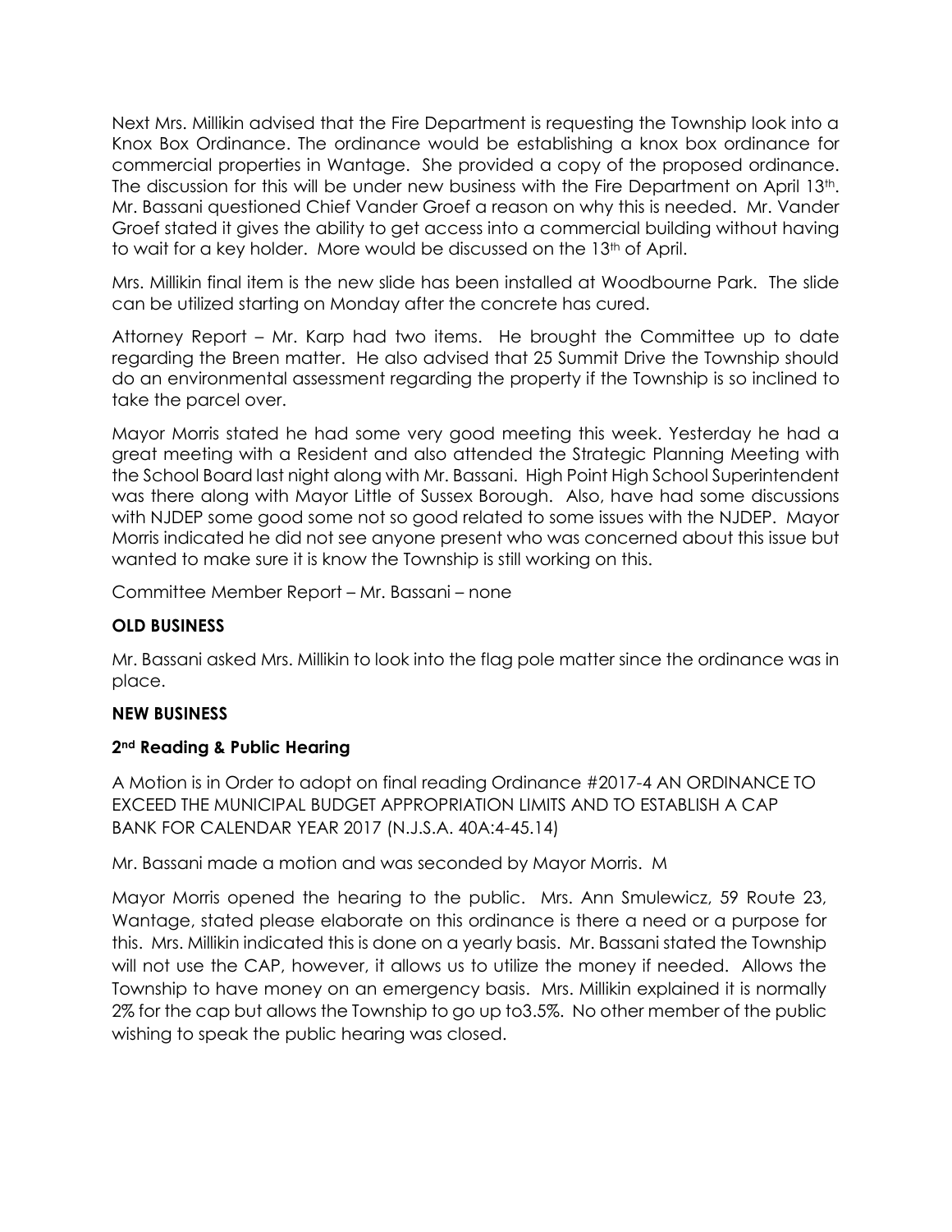Next Mrs. Millikin advised that the Fire Department is requesting the Township look into a Knox Box Ordinance. The ordinance would be establishing a knox box ordinance for commercial properties in Wantage. She provided a copy of the proposed ordinance. The discussion for this will be under new business with the Fire Department on April 13th. Mr. Bassani questioned Chief Vander Groef a reason on why this is needed. Mr. Vander Groef stated it gives the ability to get access into a commercial building without having to wait for a key holder. More would be discussed on the 13th of April.

Mrs. Millikin final item is the new slide has been installed at Woodbourne Park. The slide can be utilized starting on Monday after the concrete has cured.

Attorney Report – Mr. Karp had two items. He brought the Committee up to date regarding the Breen matter. He also advised that 25 Summit Drive the Township should do an environmental assessment regarding the property if the Township is so inclined to take the parcel over.

Mayor Morris stated he had some very good meeting this week. Yesterday he had a great meeting with a Resident and also attended the Strategic Planning Meeting with the School Board last night along with Mr. Bassani. High Point High School Superintendent was there along with Mayor Little of Sussex Borough. Also, have had some discussions with NJDEP some good some not so good related to some issues with the NJDEP. Mayor Morris indicated he did not see anyone present who was concerned about this issue but wanted to make sure it is know the Township is still working on this.

Committee Member Report – Mr. Bassani – none

**OLD BUSINESS**

Mr. Bassani asked Mrs. Millikin to look into the flag pole matter since the ordinance was in place.

**NEW BUSINESS**

**2nd Reading & Public Hearing**

A Motion is in Order to adopt on final reading Ordinance #2017-4 AN ORDINANCE TO EXCEED THE MUNICIPAL BUDGET APPROPRIATION LIMITS AND TO ESTABLISH A CAP BANK FOR CALENDAR YEAR 2017 (N.J.S.A. 40A:4-45.14)

Mr. Bassani made a motion and was seconded by Mayor Morris. M

Mayor Morris opened the hearing to the public. Mrs. Ann Smulewicz, 59 Route 23, Wantage, stated please elaborate on this ordinance is there a need or a purpose for this. Mrs. Millikin indicated this is done on a yearly basis. Mr. Bassani stated the Township will not use the CAP, however, it allows us to utilize the money if needed. Allows the Township to have money on an emergency basis. Mrs. Millikin explained it is normally 2% for the cap but allows the Township to go up to3.5%. No other member of the public wishing to speak the public hearing was closed.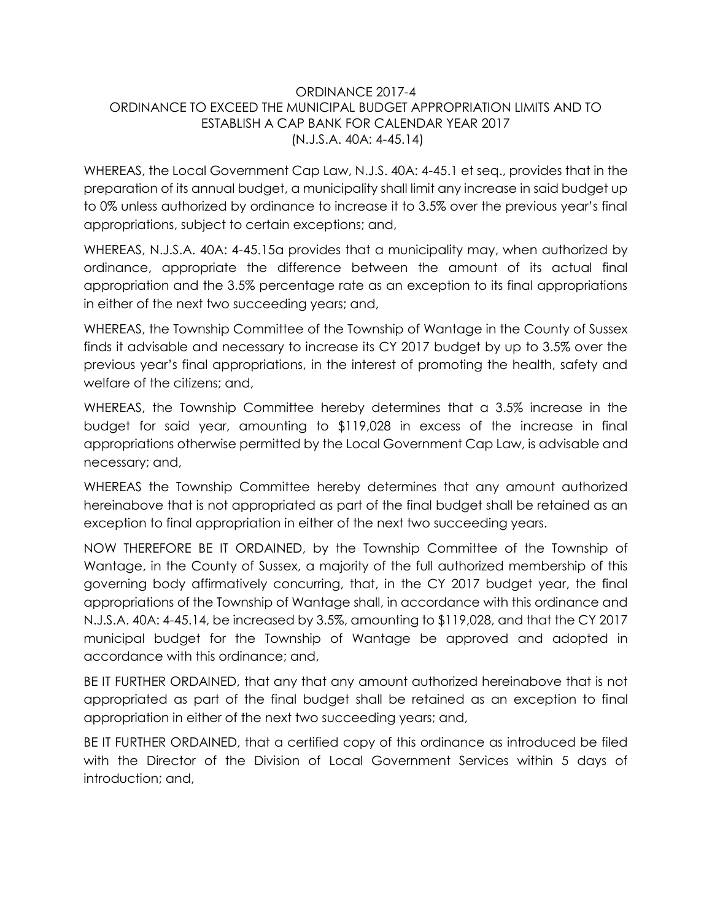ORDINANCE 2017-4
ORDINANCE TO EXCEED THE MUNICIPAL BUDGET APPROPRIATION LIMITS AND TO ESTABLISH A CAP BANK FOR CALENDAR YEAR 2017
(N.J.S.A. 40A: 4-45.14)

WHEREAS, the Local Government Cap Law, N.J.S. 40A: 4-45.1 et seq., provides that in the preparation of its annual budget, a municipality shall limit any increase in said budget up to 0% unless authorized by ordinance to increase it to 3.5% over the previous year's final appropriations, subject to certain exceptions; and,

WHEREAS, N.J.S.A. 40A: 4-45.15a provides that a municipality may, when authorized by ordinance, appropriate the difference between the amount of its actual final appropriation and the 3.5% percentage rate as an exception to its final appropriations in either of the next two succeeding years; and,

WHEREAS, the Township Committee of the Township of Wantage in the County of Sussex finds it advisable and necessary to increase its CY 2017 budget by up to 3.5% over the previous year's final appropriations, in the interest of promoting the health, safety and welfare of the citizens; and,

WHEREAS, the Township Committee hereby determines that a 3.5% increase in the budget for said year, amounting to $119,028 in excess of the increase in final appropriations otherwise permitted by the Local Government Cap Law, is advisable and necessary; and,

WHEREAS the Township Committee hereby determines that any amount authorized hereinabove that is not appropriated as part of the final budget shall be retained as an exception to final appropriation in either of the next two succeeding years.

NOW THEREFORE BE IT ORDAINED, by the Township Committee of the Township of Wantage, in the County of Sussex, a majority of the full authorized membership of this governing body affirmatively concurring, that, in the CY 2017 budget year, the final appropriations of the Township of Wantage shall, in accordance with this ordinance and N.J.S.A. 40A: 4-45.14, be increased by 3.5%, amounting to $119,028, and that the CY 2017 municipal budget for the Township of Wantage be approved and adopted in accordance with this ordinance; and,

BE IT FURTHER ORDAINED, that any that any amount authorized hereinabove that is not appropriated as part of the final budget shall be retained as an exception to final appropriation in either of the next two succeeding years; and,

BE IT FURTHER ORDAINED, that a certified copy of this ordinance as introduced be filed with the Director of the Division of Local Government Services within 5 days of introduction; and,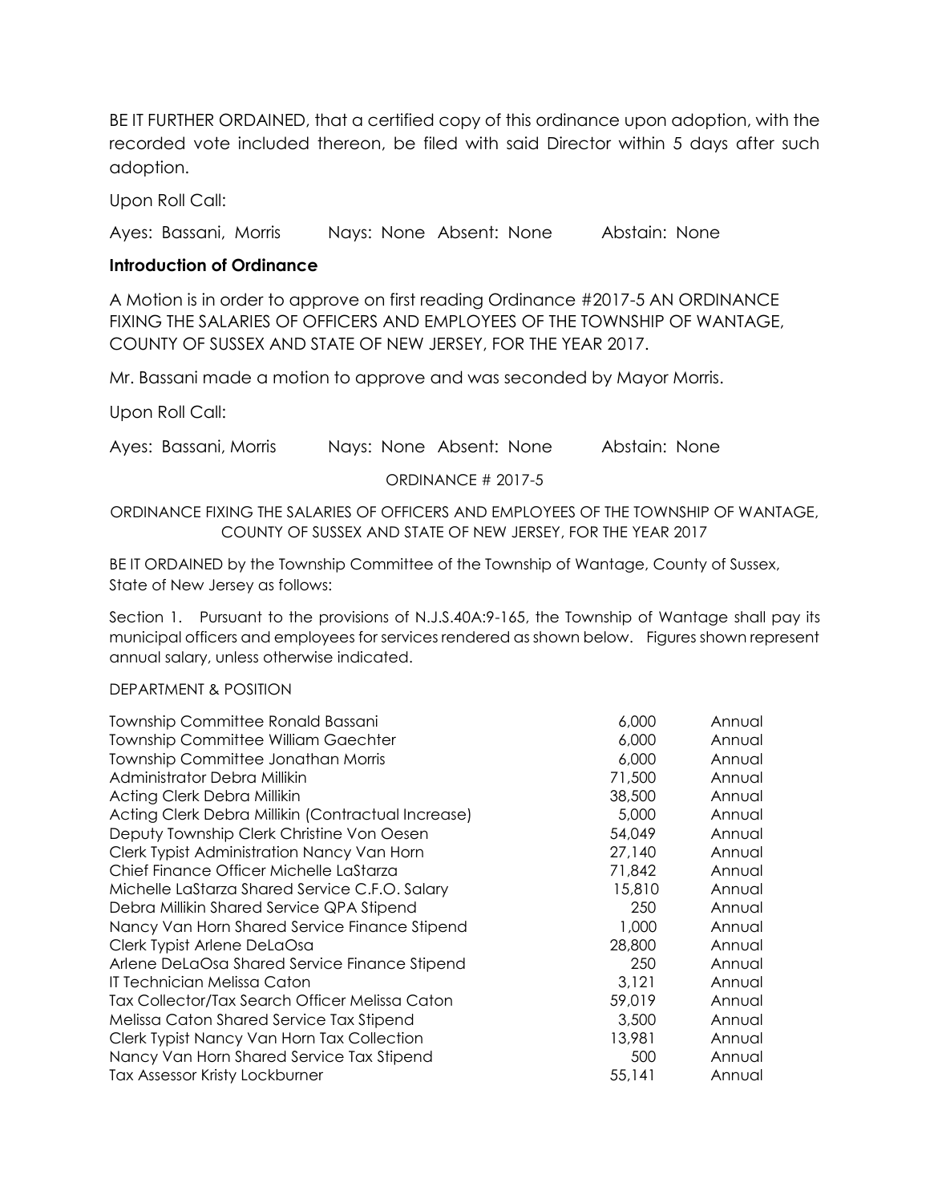BE IT FURTHER ORDAINED, that a certified copy of this ordinance upon adoption, with the recorded vote included thereon, be filed with said Director within 5 days after such adoption.

Upon Roll Call:

Ayes: Bassani, Morris Nays: None Absent: None Abstain: None

**Introduction of Ordinance**

A Motion is in order to approve on first reading Ordinance #2017-5 AN ORDINANCE FIXING THE SALARIES OF OFFICERS AND EMPLOYEES OF THE TOWNSHIP OF WANTAGE, COUNTY OF SUSSEX AND STATE OF NEW JERSEY, FOR THE YEAR 2017.

Mr. Bassani made a motion to approve and was seconded by Mayor Morris.

Upon Roll Call:

Ayes: Bassani, Morris Nays: None Absent: None Abstain: None

ORDINANCE # 2017-5

ORDINANCE FIXING THE SALARIES OF OFFICERS AND EMPLOYEES OF THE TOWNSHIP OF WANTAGE, COUNTY OF SUSSEX AND STATE OF NEW JERSEY, FOR THE YEAR 2017

BE IT ORDAINED by the Township Committee of the Township of Wantage, County of Sussex, State of New Jersey as follows:

Section 1. Pursuant to the provisions of N.J.S.40A:9-165, the Township of Wantage shall pay its municipal officers and employees for services rendered as shown below. Figures shown represent annual salary, unless otherwise indicated.

DEPARTMENT & POSITION

| | | |
|---|---|---|
| Township Committee Ronald Bassani | 6,000 | Annual |
| Township Committee William Gaechter | 6,000 | Annual |
| Township Committee Jonathan Morris | 6,000 | Annual |
| Administrator Debra Millikin | 71,500 | Annual |
| Acting Clerk Debra Millikin | 38,500 | Annual |
| Acting Clerk Debra Millikin (Contractual Increase) | 5,000 | Annual |
| Deputy Township Clerk Christine Von Oesen | 54,049 | Annual |
| Clerk Typist Administration Nancy Van Horn | 27,140 | Annual |
| Chief Finance Officer Michelle LaStarza | 71,842 | Annual |
| Michelle LaStarza Shared Service C.F.O. Salary | 15,810 | Annual |
| Debra Millikin Shared Service QPA Stipend | 250 | Annual |
| Nancy Van Horn Shared Service Finance Stipend | 1,000 | Annual |
| Clerk Typist Arlene DeLaOsa | 28,800 | Annual |
| Arlene DeLaOsa Shared Service Finance Stipend | 250 | Annual |
| IT Technician Melissa Caton | 3,121 | Annual |
| Tax Collector/Tax Search Officer Melissa Caton | 59,019 | Annual |
| Melissa Caton Shared Service Tax Stipend | 3,500 | Annual |
| Clerk Typist Nancy Van Horn Tax Collection | 13,981 | Annual |
| Nancy Van Horn Shared Service Tax Stipend | 500 | Annual |
| Tax Assessor Kristy Lockburner | 55,141 | Annual |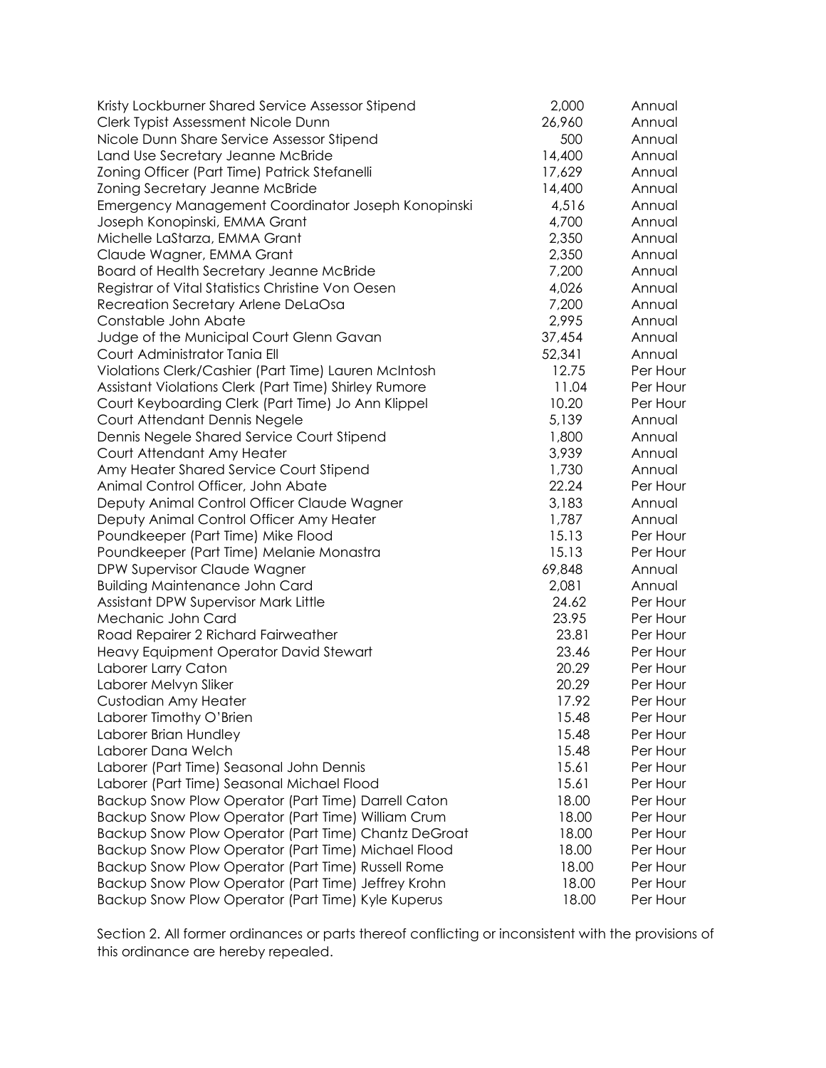| | | |
|---|---|---|
| Kristy Lockburner Shared Service Assessor Stipend | 2,000 | Annual |
| Clerk Typist Assessment Nicole Dunn | 26,960 | Annual |
| Nicole Dunn Share Service Assessor Stipend | 500 | Annual |
| Land Use Secretary Jeanne McBride | 14,400 | Annual |
| Zoning Officer (Part Time) Patrick Stefanelli | 17,629 | Annual |
| Zoning Secretary Jeanne McBride | 14,400 | Annual |
| Emergency Management Coordinator Joseph Konopinski | 4,516 | Annual |
| Joseph Konopinski, EMMA Grant | 4,700 | Annual |
| Michelle LaStarza, EMMA Grant | 2,350 | Annual |
| Claude Wagner, EMMA Grant | 2,350 | Annual |
| Board of Health Secretary Jeanne McBride | 7,200 | Annual |
| Registrar of Vital Statistics Christine Von Oesen | 4,026 | Annual |
| Recreation Secretary Arlene DeLaOsa | 7,200 | Annual |
| Constable John Abate | 2,995 | Annual |
| Judge of the Municipal Court Glenn Gavan | 37,454 | Annual |
| Court Administrator Tania Ell | 52,341 | Annual |
| Violations Clerk/Cashier (Part Time) Lauren McIntosh | 12.75 | Per Hour |
| Assistant Violations Clerk (Part Time) Shirley Rumore | 11.04 | Per Hour |
| Court Keyboarding Clerk (Part Time) Jo Ann Klippel | 10.20 | Per Hour |
| Court Attendant Dennis Negele | 5,139 | Annual |
| Dennis Negele Shared Service Court Stipend | 1,800 | Annual |
| Court Attendant Amy Heater | 3,939 | Annual |
| Amy Heater Shared Service Court Stipend | 1,730 | Annual |
| Animal Control Officer, John Abate | 22.24 | Per Hour |
| Deputy Animal Control Officer Claude Wagner | 3,183 | Annual |
| Deputy Animal Control Officer Amy Heater | 1,787 | Annual |
| Poundkeeper (Part Time) Mike Flood | 15.13 | Per Hour |
| Poundkeeper (Part Time) Melanie Monastra | 15.13 | Per Hour |
| DPW Supervisor Claude Wagner | 69,848 | Annual |
| Building Maintenance John Card | 2,081 | Annual |
| Assistant DPW Supervisor Mark Little | 24.62 | Per Hour |
| Mechanic John Card | 23.95 | Per Hour |
| Road Repairer 2 Richard Fairweather | 23.81 | Per Hour |
| Heavy Equipment Operator David Stewart | 23.46 | Per Hour |
| Laborer Larry Caton | 20.29 | Per Hour |
| Laborer Melvyn Sliker | 20.29 | Per Hour |
| Custodian Amy Heater | 17.92 | Per Hour |
| Laborer Timothy O'Brien | 15.48 | Per Hour |
| Laborer Brian Hundley | 15.48 | Per Hour |
| Laborer Dana Welch | 15.48 | Per Hour |
| Laborer (Part Time) Seasonal John Dennis | 15.61 | Per Hour |
| Laborer (Part Time) Seasonal Michael Flood | 15.61 | Per Hour |
| Backup Snow Plow Operator (Part Time) Darrell Caton | 18.00 | Per Hour |
| Backup Snow Plow Operator (Part Time) William Crum | 18.00 | Per Hour |
| Backup Snow Plow Operator (Part Time) Chantz DeGroat | 18.00 | Per Hour |
| Backup Snow Plow Operator (Part Time) Michael Flood | 18.00 | Per Hour |
| Backup Snow Plow Operator (Part Time) Russell Rome | 18.00 | Per Hour |
| Backup Snow Plow Operator (Part Time) Jeffrey Krohn | 18.00 | Per Hour |
| Backup Snow Plow Operator (Part Time) Kyle Kuperus | 18.00 | Per Hour |

Section 2. All former ordinances or parts thereof conflicting or inconsistent with the provisions of this ordinance are hereby repealed.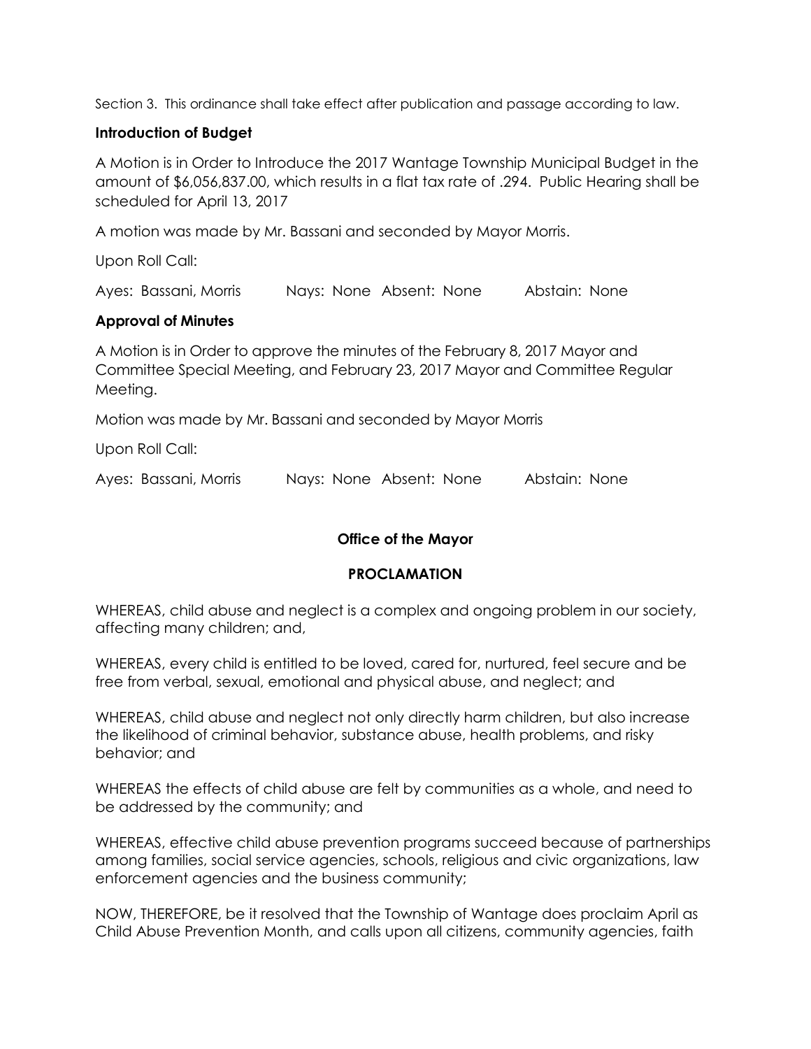Section 3. This ordinance shall take effect after publication and passage according to law.

**Introduction of Budget**

A Motion is in Order to Introduce the 2017 Wantage Township Municipal Budget in the amount of $6,056,837.00, which results in a flat tax rate of .294. Public Hearing shall be scheduled for April 13, 2017

A motion was made by Mr. Bassani and seconded by Mayor Morris.

Upon Roll Call:

Ayes: Bassani, Morris Nays: None Absent: None Abstain: None

**Approval of Minutes**

A Motion is in Order to approve the minutes of the February 8, 2017 Mayor and Committee Special Meeting, and February 23, 2017 Mayor and Committee Regular Meeting.

Motion was made by Mr. Bassani and seconded by Mayor Morris

Upon Roll Call:

Ayes: Bassani, Morris Nays: None Absent: None Abstain: None

**Office of the Mayor**

**PROCLAMATION**

WHEREAS, child abuse and neglect is a complex and ongoing problem in our society, affecting many children; and,

WHEREAS, every child is entitled to be loved, cared for, nurtured, feel secure and be free from verbal, sexual, emotional and physical abuse, and neglect; and

WHEREAS, child abuse and neglect not only directly harm children, but also increase the likelihood of criminal behavior, substance abuse, health problems, and risky behavior; and

WHEREAS the effects of child abuse are felt by communities as a whole, and need to be addressed by the community; and

WHEREAS, effective child abuse prevention programs succeed because of partnerships among families, social service agencies, schools, religious and civic organizations, law enforcement agencies and the business community;

NOW, THEREFORE, be it resolved that the Township of Wantage does proclaim April as Child Abuse Prevention Month, and calls upon all citizens, community agencies, faith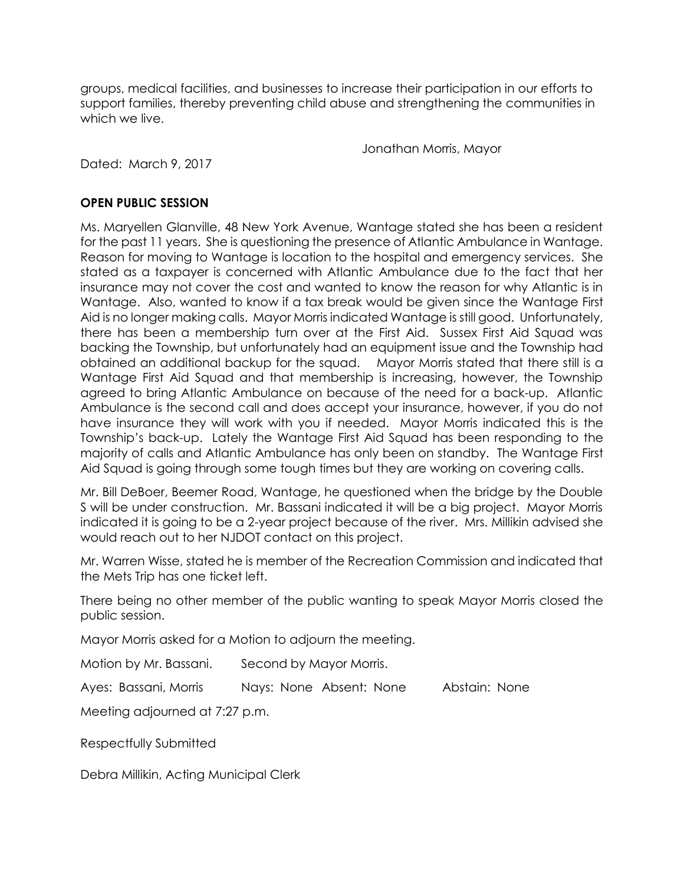groups, medical facilities, and businesses to increase their participation in our efforts to support families, thereby preventing child abuse and strengthening the communities in which we live.

Jonathan Morris, Mayor

Dated: March 9, 2017

**OPEN PUBLIC SESSION**

Ms. Maryellen Glanville, 48 New York Avenue, Wantage stated she has been a resident for the past 11 years. She is questioning the presence of Atlantic Ambulance in Wantage. Reason for moving to Wantage is location to the hospital and emergency services. She stated as a taxpayer is concerned with Atlantic Ambulance due to the fact that her insurance may not cover the cost and wanted to know the reason for why Atlantic is in Wantage. Also, wanted to know if a tax break would be given since the Wantage First Aid is no longer making calls. Mayor Morris indicated Wantage is still good. Unfortunately, there has been a membership turn over at the First Aid. Sussex First Aid Squad was backing the Township, but unfortunately had an equipment issue and the Township had obtained an additional backup for the squad. Mayor Morris stated that there still is a Wantage First Aid Squad and that membership is increasing, however, the Township agreed to bring Atlantic Ambulance on because of the need for a back-up. Atlantic Ambulance is the second call and does accept your insurance, however, if you do not have insurance they will work with you if needed. Mayor Morris indicated this is the Township's back-up. Lately the Wantage First Aid Squad has been responding to the majority of calls and Atlantic Ambulance has only been on standby. The Wantage First Aid Squad is going through some tough times but they are working on covering calls.

Mr. Bill DeBoer, Beemer Road, Wantage, he questioned when the bridge by the Double S will be under construction. Mr. Bassani indicated it will be a big project. Mayor Morris indicated it is going to be a 2-year project because of the river. Mrs. Millikin advised she would reach out to her NJDOT contact on this project.

Mr. Warren Wisse, stated he is member of the Recreation Commission and indicated that the Mets Trip has one ticket left.

There being no other member of the public wanting to speak Mayor Morris closed the public session.

Mayor Morris asked for a Motion to adjourn the meeting.

Motion by Mr. Bassani. Second by Mayor Morris.

Ayes: Bassani, Morris Nays: None Absent: None Abstain: None

Meeting adjourned at 7:27 p.m.

Respectfully Submitted

Debra Millikin, Acting Municipal Clerk